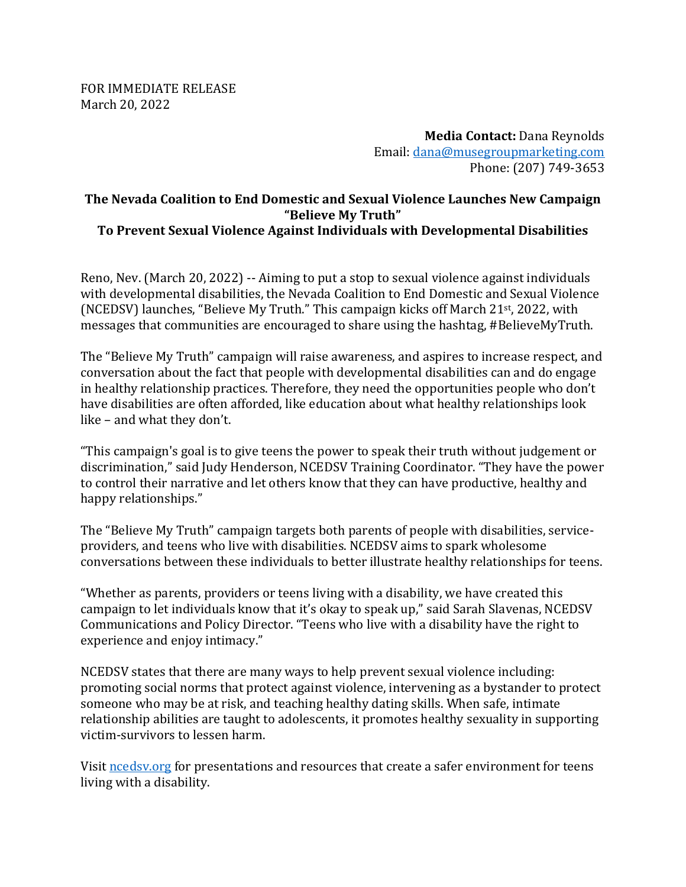FOR IMMEDIATE RELEASE
March 20, 2022

**Media Contact:** Dana Reynolds
Email: dana@musegroupmarketing.com
Phone: (207) 749-3653

**The Nevada Coalition to End Domestic and Sexual Violence Launches New Campaign "Believe My Truth" To Prevent Sexual Violence Against Individuals with Developmental Disabilities**

Reno, Nev. (March 20, 2022) -- Aiming to put a stop to sexual violence against individuals with developmental disabilities, the Nevada Coalition to End Domestic and Sexual Violence (NCEDSV) launches, "Believe My Truth." This campaign kicks off March 21st, 2022, with messages that communities are encouraged to share using the hashtag, #BelieveMyTruth.

The "Believe My Truth" campaign will raise awareness, and aspires to increase respect, and conversation about the fact that people with developmental disabilities can and do engage in healthy relationship practices. Therefore, they need the opportunities people who don't have disabilities are often afforded, like education about what healthy relationships look like – and what they don't.

"This campaign's goal is to give teens the power to speak their truth without judgement or discrimination," said Judy Henderson, NCEDSV Training Coordinator. "They have the power to control their narrative and let others know that they can have productive, healthy and happy relationships."

The "Believe My Truth" campaign targets both parents of people with disabilities, service-providers, and teens who live with disabilities. NCEDSV aims to spark wholesome conversations between these individuals to better illustrate healthy relationships for teens.

"Whether as parents, providers or teens living with a disability, we have created this campaign to let individuals know that it's okay to speak up," said Sarah Slavenas, NCEDSV Communications and Policy Director. "Teens who live with a disability have the right to experience and enjoy intimacy."

NCEDSV states that there are many ways to help prevent sexual violence including: promoting social norms that protect against violence, intervening as a bystander to protect someone who may be at risk, and teaching healthy dating skills. When safe, intimate relationship abilities are taught to adolescents, it promotes healthy sexuality in supporting victim-survivors to lessen harm.

Visit ncedsv.org for presentations and resources that create a safer environment for teens living with a disability.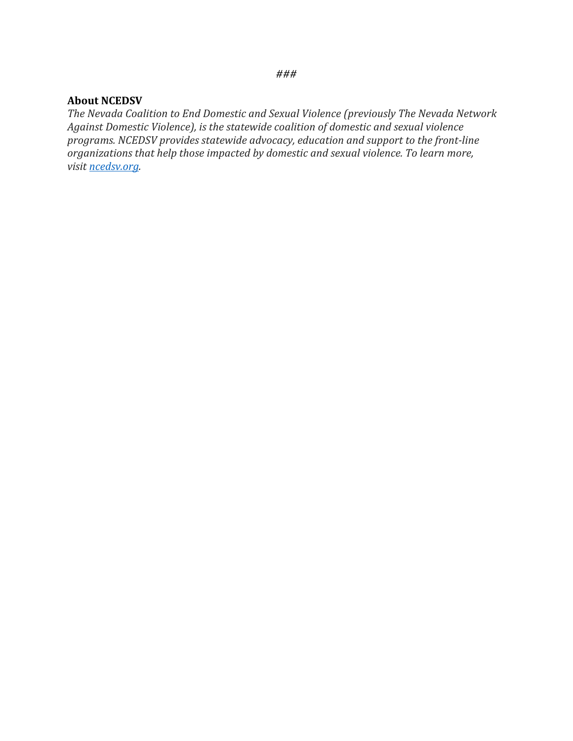*###*

**About NCEDSV**

*The Nevada Coalition to End Domestic and Sexual Violence (previously The Nevada Network Against Domestic Violence), is the statewide coalition of domestic and sexual violence programs. NCEDSV provides statewide advocacy, education and support to the front-line organizations that help those impacted by domestic and sexual violence. To learn more, visit [ncedsv.org](ncedsv.org).*